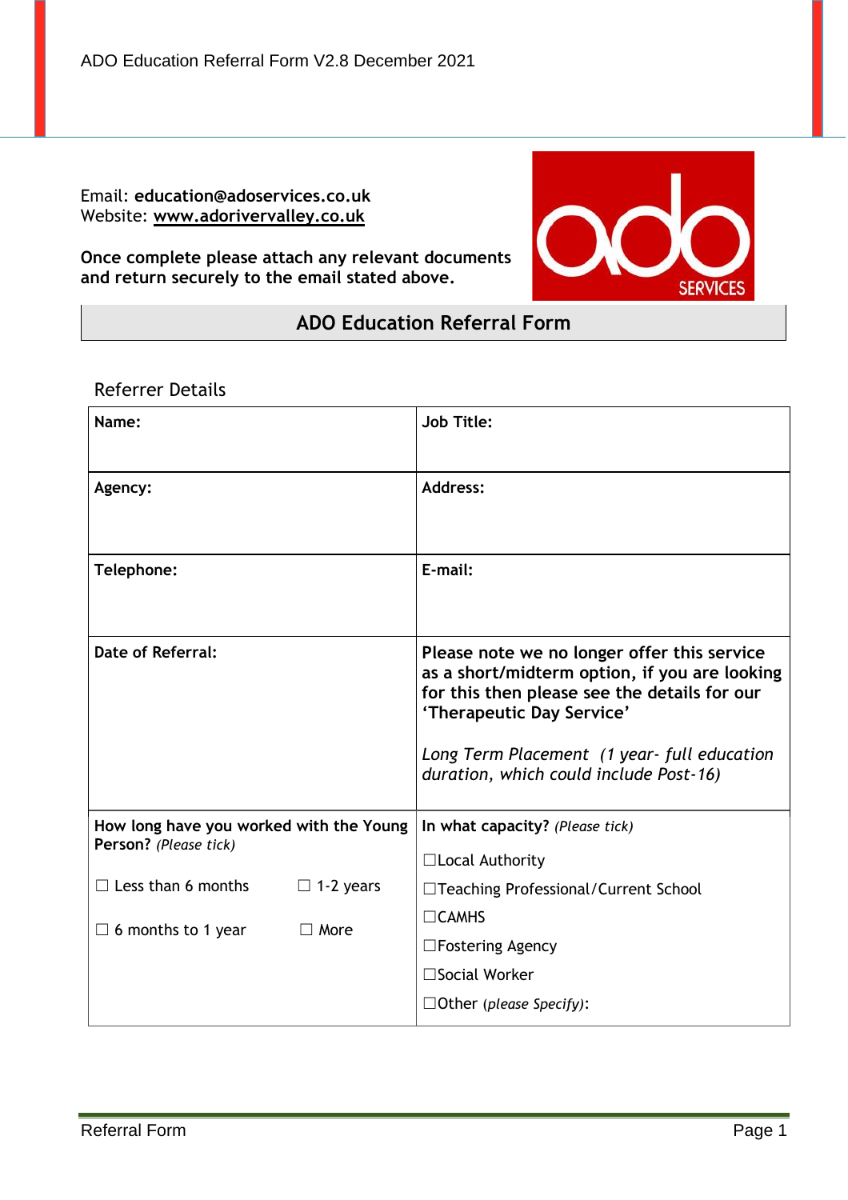Email: **education@adoservices.co.uk**
Website: **www.adorivervalley.co.uk**

**Once complete please attach any relevant documents and return securely to the email stated above.**

## ADO Education Referral Form

Referrer Details

| **Name:** | **Job Title:** |
|---|---|
| **Agency:** | **Address:** |
| **Telephone:** | **E-mail:** |
| **Date of Referral:** | **Please note we no longer offer this service as a short/midterm option, if you are looking for this then please see the details for our 'Therapeutic Day Service'**<br><br>*Long Term Placement (1 year- full education duration, which could include Post-16)* |
| **How long have you worked with the Young Person?** *(Please tick)*<br><br>☐ Less than 6 months ☐ 1-2 years<br><br>☐ 6 months to 1 year ☐ More | **In what capacity?** *(Please tick)*<br><br>☐Local Authority<br>☐Teaching Professional/Current School<br>☐CAMHS<br>☐Fostering Agency<br>☐Social Worker<br>☐Other *(please Specify)*: |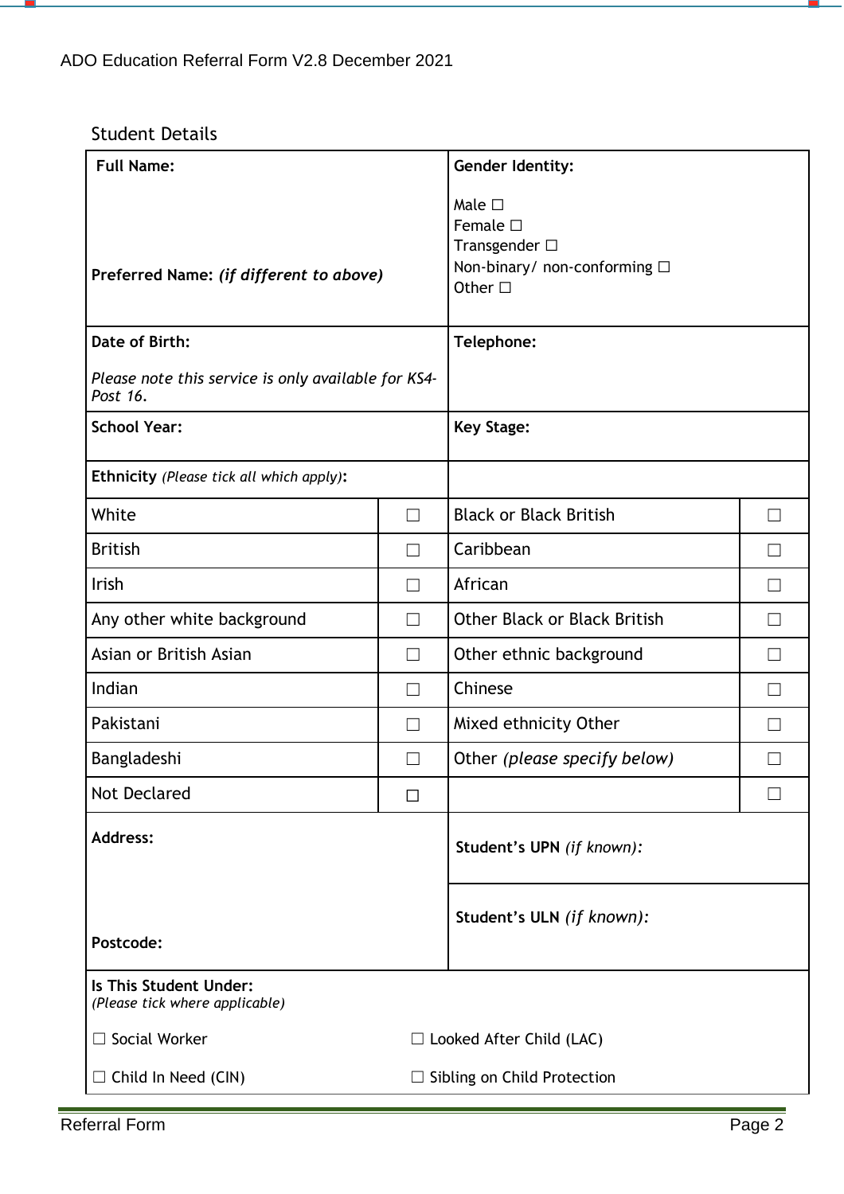## Student Details

| **Full Name:**<br><br><br><br>**Preferred Name:** ***(if different to above)*** | **Gender Identity:**<br><br>Male ☐<br>Female ☐<br>Transgender ☐<br>Non-binary/ non-conforming ☐<br>Other ☐ |
|---|---|
| **Date of Birth:**<br><br>*Please note this service is only available for KS4-Post 16.* | **Telephone:** |
| **School Year:** | **Key Stage:** |

**Ethnicity** *(Please tick all which apply)***:**

| | | | |
|---|---|---|---|
| White | ☐ | Black or Black British | ☐ |
| British | ☐ | Caribbean | ☐ |
| Irish | ☐ | African | ☐ |
| Any other white background | ☐ | Other Black or Black British | ☐ |
| Asian or British Asian | ☐ | Other ethnic background | ☐ |
| Indian | ☐ | Chinese | ☐ |
| Pakistani | ☐ | Mixed ethnicity Other | ☐ |
| Bangladeshi | ☐ | Other *(please specify below)* | ☐ |
| Not Declared | ☐ | | ☐ |

| | |
|---|---|
| **Address:**<br><br><br><br>**Postcode:** | **Student's UPN** *(if known):*<br><br>**Student's ULN** *(if known):* |

**Is This Student Under:**
*(Please tick where applicable)*

☐ Social Worker ☐ Looked After Child (LAC)

☐ Child In Need (CIN) ☐ Sibling on Child Protection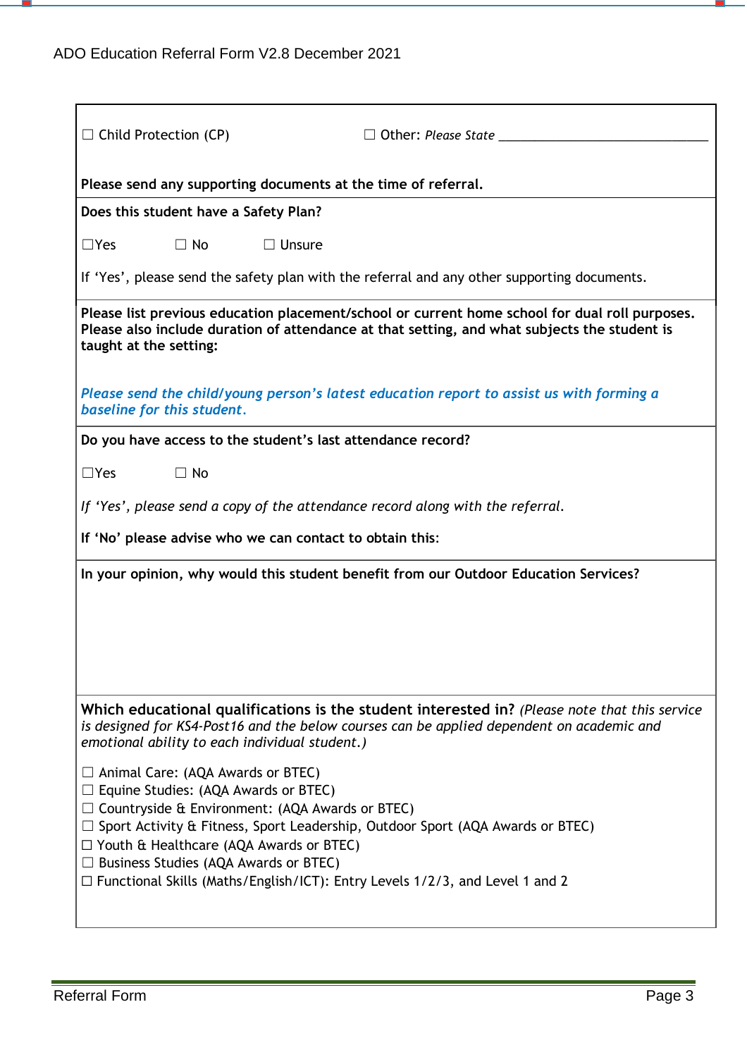☐ Child Protection (CP) ☐ Other: *Please State* ______________________________

**Please send any supporting documents at the time of referral.**

**Does this student have a Safety Plan?**

☐Yes ☐ No ☐ Unsure

If 'Yes', please send the safety plan with the referral and any other supporting documents.

**Please list previous education placement/school or current home school for dual roll purposes. Please also include duration of attendance at that setting, and what subjects the student is taught at the setting:**

***Please send the child/young person's latest education report to assist us with forming a baseline for this student.***

**Do you have access to the student's last attendance record?**

☐Yes ☐ No

*If 'Yes', please send a copy of the attendance record along with the referral.*

**If 'No' please advise who we can contact to obtain this:**

**In your opinion, why would this student benefit from our Outdoor Education Services?**

**Which educational qualifications is the student interested in?** *(Please note that this service is designed for KS4-Post16 and the below courses can be applied dependent on academic and emotional ability to each individual student.)*

☐ Animal Care: (AQA Awards or BTEC)
☐ Equine Studies: (AQA Awards or BTEC)
☐ Countryside & Environment: (AQA Awards or BTEC)
☐ Sport Activity & Fitness, Sport Leadership, Outdoor Sport (AQA Awards or BTEC)
☐ Youth & Healthcare (AQA Awards or BTEC)
☐ Business Studies (AQA Awards or BTEC)
☐ Functional Skills (Maths/English/ICT): Entry Levels 1/2/3, and Level 1 and 2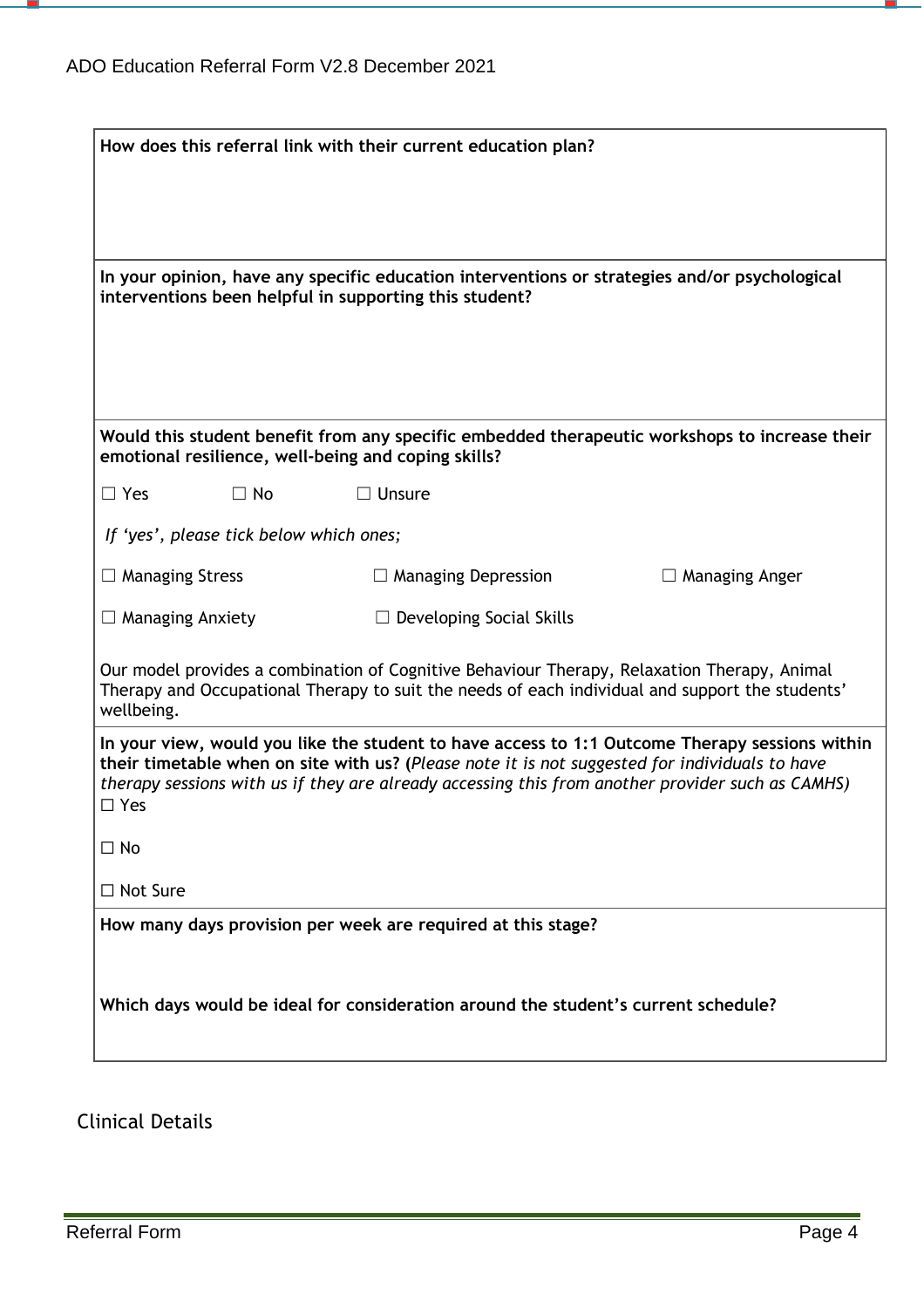**How does this referral link with their current education plan?**

**In your opinion, have any specific education interventions or strategies and/or psychological interventions been helpful in supporting this student?**

**Would this student benefit from any specific embedded therapeutic workshops to increase their emotional resilience, well-being and coping skills?**

☐ Yes ☐ No ☐ Unsure

*If 'yes', please tick below which ones;*

☐ Managing Stress ☐ Managing Depression ☐ Managing Anger

☐ Managing Anxiety ☐ Developing Social Skills

Our model provides a combination of Cognitive Behaviour Therapy, Relaxation Therapy, Animal Therapy and Occupational Therapy to suit the needs of each individual and support the students' wellbeing.

**In your view, would you like the student to have access to 1:1 Outcome Therapy sessions within their timetable when on site with us? (***Please note it is not suggested for individuals to have therapy sessions with us if they are already accessing this from another provider such as CAMHS)*

☐ Yes

☐ No

☐ Not Sure

**How many days provision per week are required at this stage?**

**Which days would be ideal for consideration around the student's current schedule?**

## Clinical Details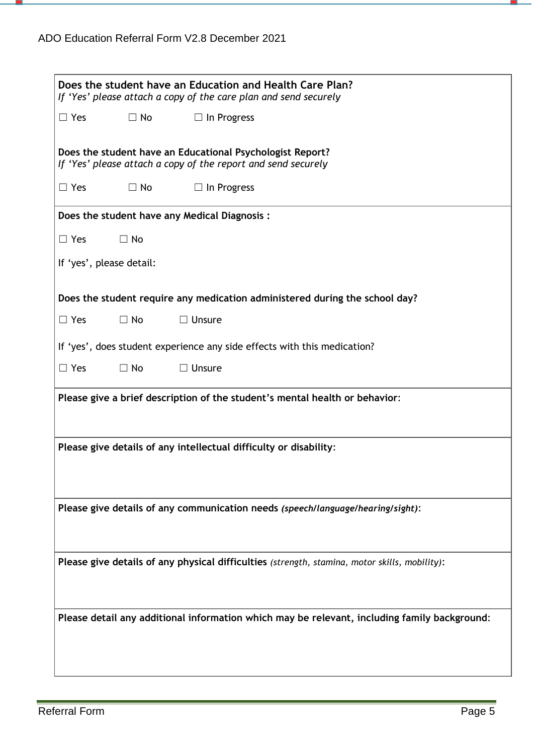**Does the student have an Education and Health Care Plan?**
*If 'Yes' please attach a copy of the care plan and send securely*

☐ Yes ☐ No ☐ In Progress

**Does the student have an Educational Psychologist Report?**
*If 'Yes' please attach a copy of the report and send securely*

☐ Yes ☐ No ☐ In Progress

**Does the student have any Medical Diagnosis :**

☐ Yes ☐ No

If 'yes', please detail:

**Does the student require any medication administered during the school day?**

☐ Yes ☐ No ☐ Unsure

If 'yes', does student experience any side effects with this medication?

☐ Yes ☐ No ☐ Unsure

**Please give a brief description of the student's mental health or behavior:**

**Please give details of any intellectual difficulty or disability:**

**Please give details of any communication needs** ***(speech/language/hearing/sight)*****:**

**Please give details of any physical difficulties** *(strength, stamina, motor skills, mobility)*:

**Please detail any additional information which may be relevant, including family background:**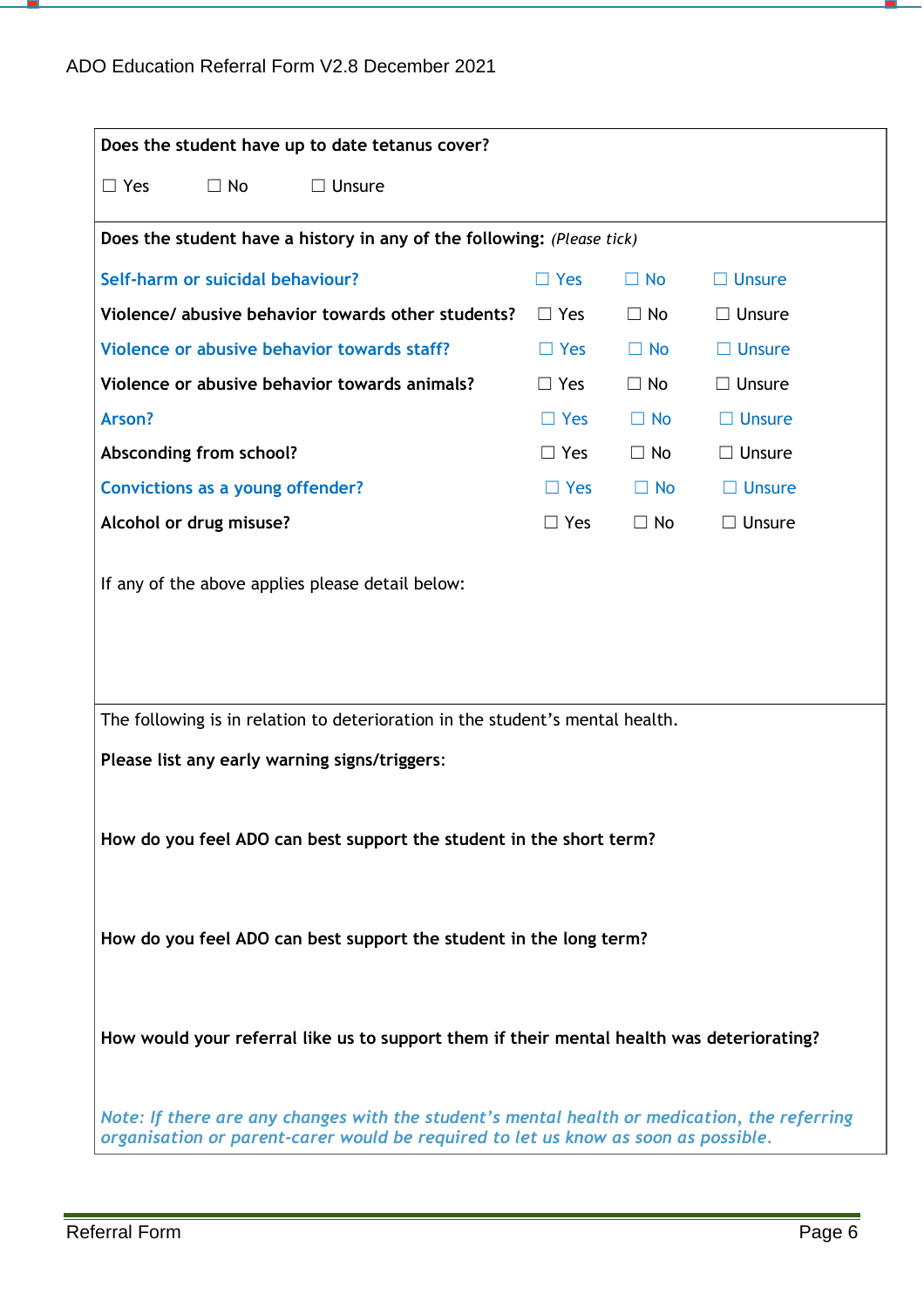**Does the student have up to date tetanus cover?**

☐ Yes ☐ No ☐ Unsure

**Does the student have a history in any of the following:** *(Please tick)*

| | | | |
|---|---|---|---|
| **Self-harm or suicidal behaviour?** | ☐ Yes | ☐ No | ☐ Unsure |
| **Violence/ abusive behavior towards other students?** | ☐ Yes | ☐ No | ☐ Unsure |
| **Violence or abusive behavior towards staff?** | ☐ Yes | ☐ No | ☐ Unsure |
| **Violence or abusive behavior towards animals?** | ☐ Yes | ☐ No | ☐ Unsure |
| **Arson?** | ☐ Yes | ☐ No | ☐ Unsure |
| **Absconding from school?** | ☐ Yes | ☐ No | ☐ Unsure |
| **Convictions as a young offender?** | ☐ Yes | ☐ No | ☐ Unsure |
| **Alcohol or drug misuse?** | ☐ Yes | ☐ No | ☐ Unsure |

If any of the above applies please detail below:

The following is in relation to deterioration in the student's mental health.

**Please list any early warning signs/triggers:**

**How do you feel ADO can best support the student in the short term?**

**How do you feel ADO can best support the student in the long term?**

**How would your referral like us to support them if their mental health was deteriorating?**

*Note: If there are any changes with the student's mental health or medication, the referring organisation or parent-carer would be required to let us know as soon as possible.*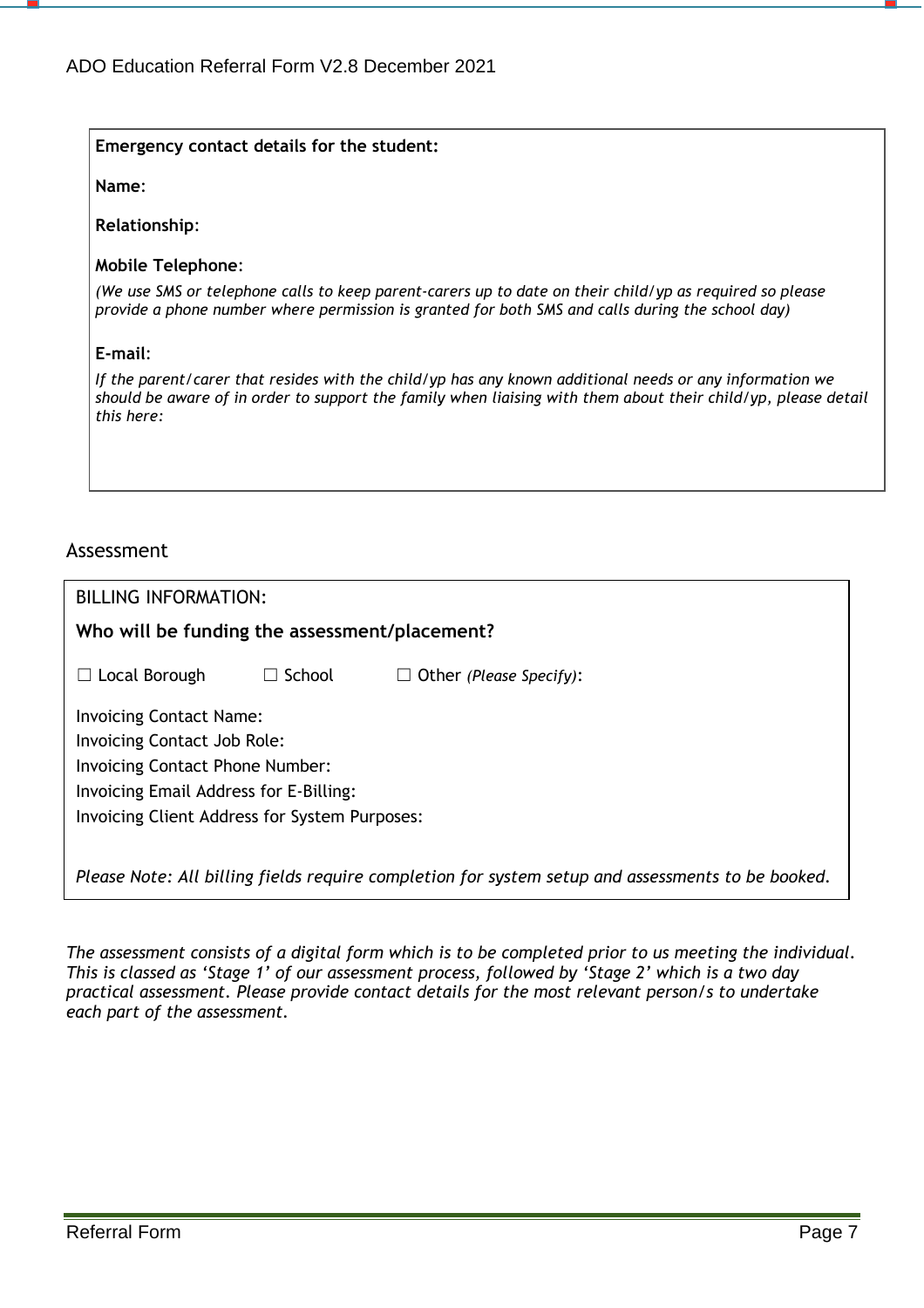**Emergency contact details for the student:**

**Name**:

**Relationship**:

**Mobile Telephone**:

*(We use SMS or telephone calls to keep parent-carers up to date on their child/yp as required so please provide a phone number where permission is granted for both SMS and calls during the school day)*

**E-mail**:

*If the parent/carer that resides with the child/yp has any known additional needs or any information we should be aware of in order to support the family when liaising with them about their child/yp, please detail this here:*

## Assessment

BILLING INFORMATION:

**Who will be funding the assessment/placement?**

☐ Local Borough ☐ School ☐ Other *(Please Specify)*:

Invoicing Contact Name:
Invoicing Contact Job Role:
Invoicing Contact Phone Number:
Invoicing Email Address for E-Billing:
Invoicing Client Address for System Purposes:

*Please Note: All billing fields require completion for system setup and assessments to be booked.*

*The assessment consists of a digital form which is to be completed prior to us meeting the individual. This is classed as 'Stage 1' of our assessment process, followed by 'Stage 2' which is a two day practical assessment. Please provide contact details for the most relevant person/s to undertake each part of the assessment.*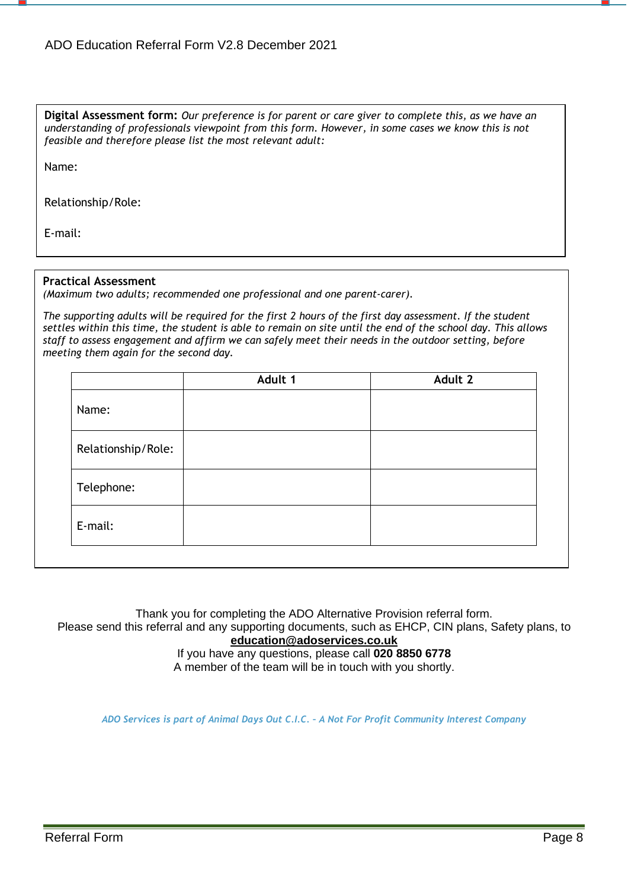**Digital Assessment form:** *Our preference is for parent or care giver to complete this, as we have an understanding of professionals viewpoint from this form. However, in some cases we know this is not feasible and therefore please list the most relevant adult:*

Name:

Relationship/Role:

E-mail:

**Practical Assessment**
*(Maximum two adults; recommended one professional and one parent-carer).*

*The supporting adults will be required for the first 2 hours of the first day assessment. If the student settles within this time, the student is able to remain on site until the end of the school day. This allows staff to assess engagement and affirm we can safely meet their needs in the outdoor setting, before meeting them again for the second day.*

| | **Adult 1** | **Adult 2** |
|---|---|---|
| Name: | | |
| Relationship/Role: | | |
| Telephone: | | |
| E-mail: | | |

Thank you for completing the ADO Alternative Provision referral form.
Please send this referral and any supporting documents, such as EHCP, CIN plans, Safety plans, to **education@adoservices.co.uk**
If you have any questions, please call **020 8850 6778**
A member of the team will be in touch with you shortly.

*ADO Services is part of Animal Days Out C.I.C. - A Not For Profit Community Interest Company*